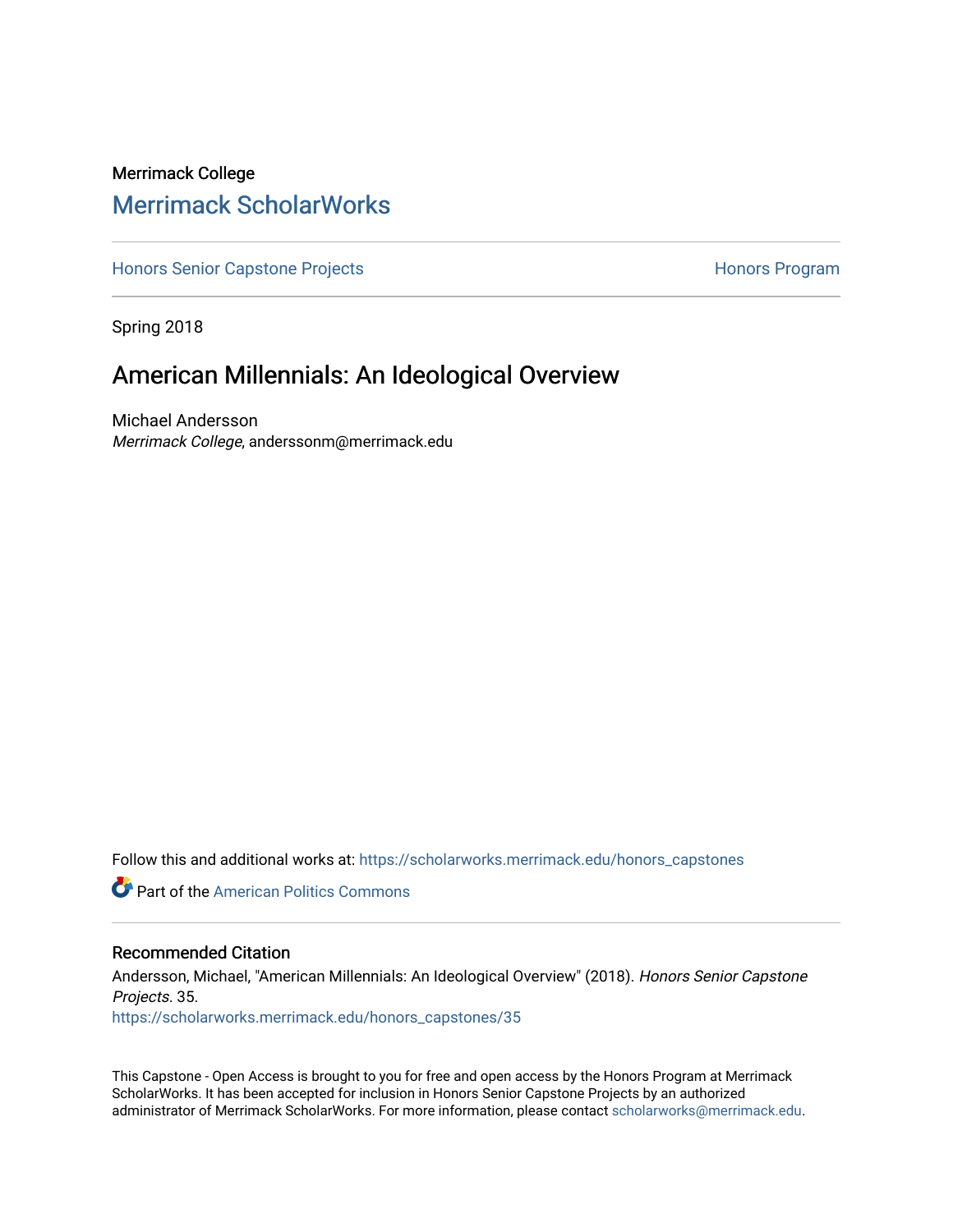Merrimack College

# Merrimack ScholarWorks

Honors Senior Capstone Projects Honors Program

Spring 2018

## American Millennials: An Ideological Overview

Michael Andersson
*Merrimack College*, anderssonm@merrimack.edu

Follow this and additional works at: https://scholarworks.merrimack.edu/honors_capstones

Part of the American Politics Commons

### Recommended Citation

Andersson, Michael, "American Millennials: An Ideological Overview" (2018). *Honors Senior Capstone Projects*. 35.
https://scholarworks.merrimack.edu/honors_capstones/35

This Capstone - Open Access is brought to you for free and open access by the Honors Program at Merrimack ScholarWorks. It has been accepted for inclusion in Honors Senior Capstone Projects by an authorized administrator of Merrimack ScholarWorks. For more information, please contact scholarworks@merrimack.edu.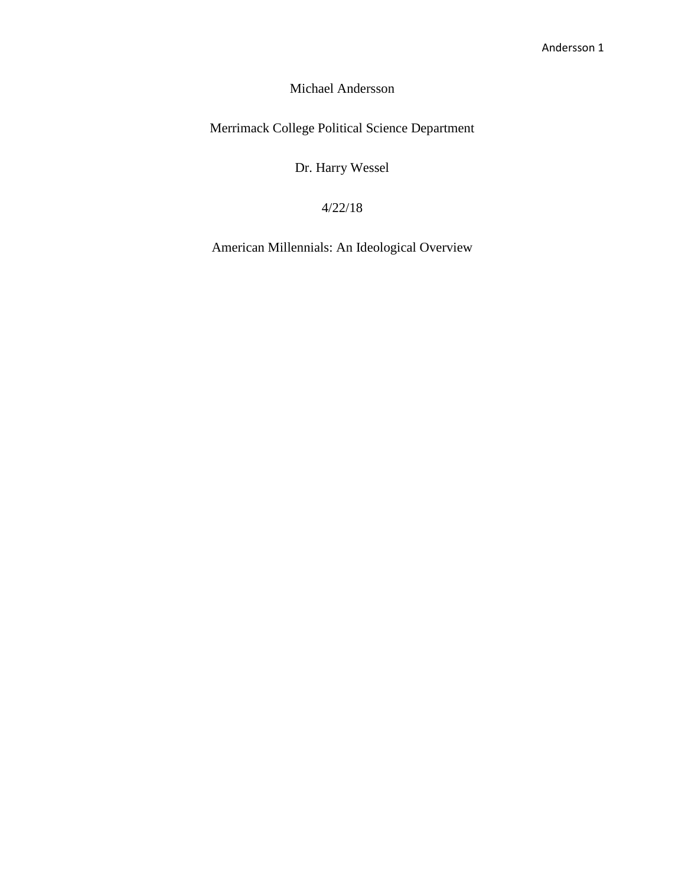Michael Andersson

Merrimack College Political Science Department

Dr. Harry Wessel

4/22/18

American Millennials: An Ideological Overview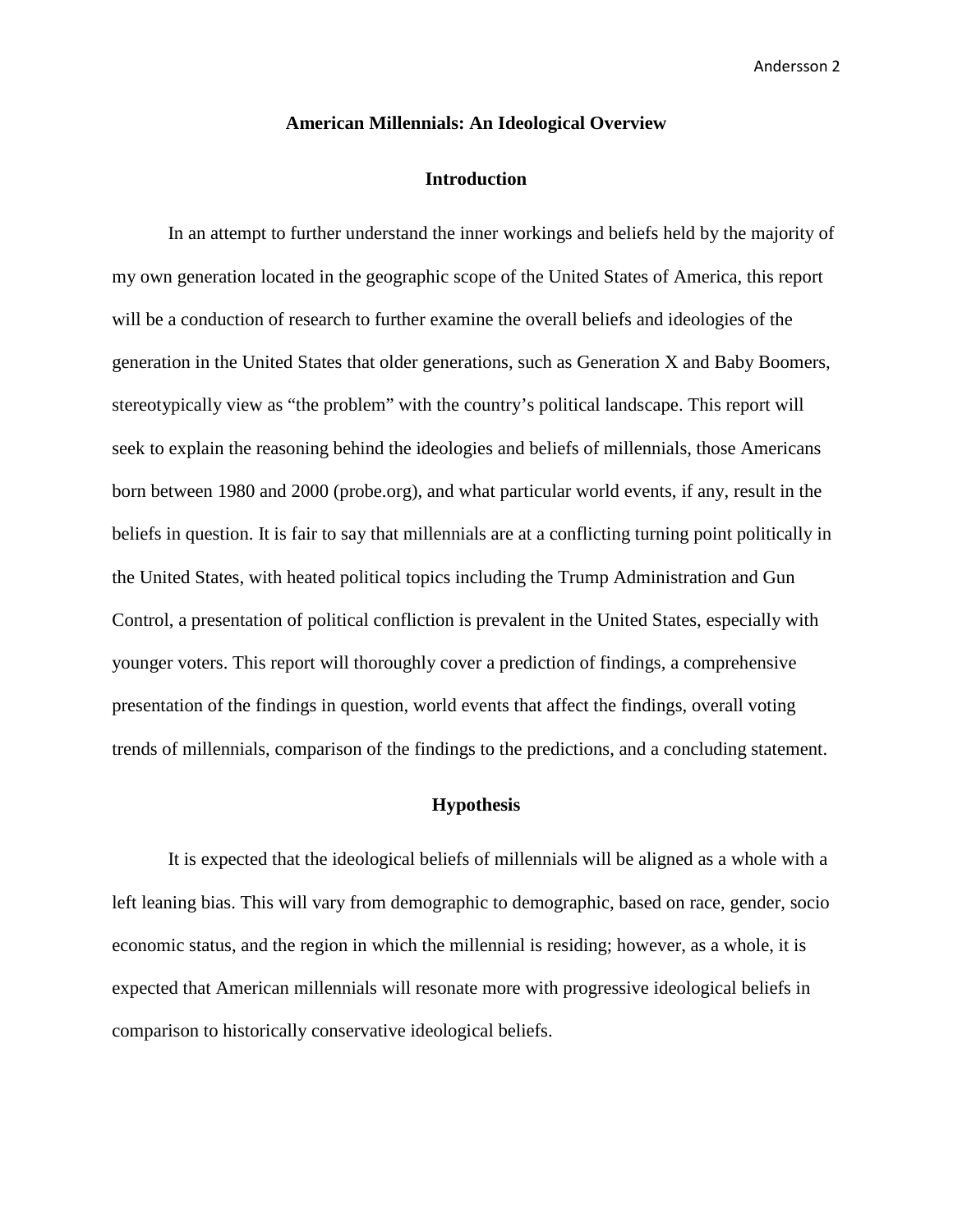# American Millennials: An Ideological Overview

## Introduction

In an attempt to further understand the inner workings and beliefs held by the majority of my own generation located in the geographic scope of the United States of America, this report will be a conduction of research to further examine the overall beliefs and ideologies of the generation in the United States that older generations, such as Generation X and Baby Boomers, stereotypically view as "the problem" with the country's political landscape. This report will seek to explain the reasoning behind the ideologies and beliefs of millennials, those Americans born between 1980 and 2000 (probe.org), and what particular world events, if any, result in the beliefs in question. It is fair to say that millennials are at a conflicting turning point politically in the United States, with heated political topics including the Trump Administration and Gun Control, a presentation of political confliction is prevalent in the United States, especially with younger voters. This report will thoroughly cover a prediction of findings, a comprehensive presentation of the findings in question, world events that affect the findings, overall voting trends of millennials, comparison of the findings to the predictions, and a concluding statement.

## Hypothesis

It is expected that the ideological beliefs of millennials will be aligned as a whole with a left leaning bias. This will vary from demographic to demographic, based on race, gender, socio economic status, and the region in which the millennial is residing; however, as a whole, it is expected that American millennials will resonate more with progressive ideological beliefs in comparison to historically conservative ideological beliefs.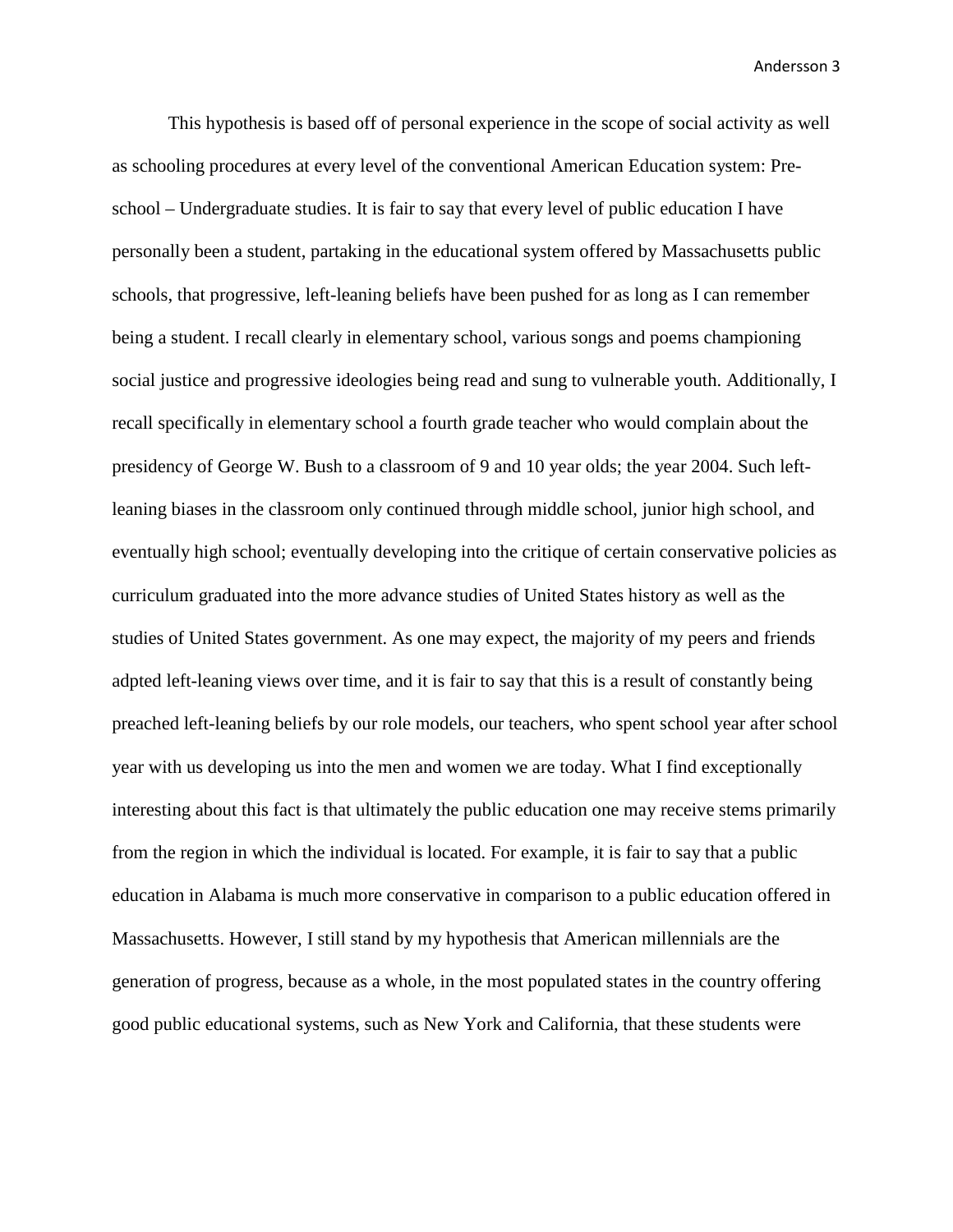This hypothesis is based off of personal experience in the scope of social activity as well as schooling procedures at every level of the conventional American Education system: Pre-school – Undergraduate studies. It is fair to say that every level of public education I have personally been a student, partaking in the educational system offered by Massachusetts public schools, that progressive, left-leaning beliefs have been pushed for as long as I can remember being a student. I recall clearly in elementary school, various songs and poems championing social justice and progressive ideologies being read and sung to vulnerable youth. Additionally, I recall specifically in elementary school a fourth grade teacher who would complain about the presidency of George W. Bush to a classroom of 9 and 10 year olds; the year 2004. Such left-leaning biases in the classroom only continued through middle school, junior high school, and eventually high school; eventually developing into the critique of certain conservative policies as curriculum graduated into the more advance studies of United States history as well as the studies of United States government. As one may expect, the majority of my peers and friends adpted left-leaning views over time, and it is fair to say that this is a result of constantly being preached left-leaning beliefs by our role models, our teachers, who spent school year after school year with us developing us into the men and women we are today. What I find exceptionally interesting about this fact is that ultimately the public education one may receive stems primarily from the region in which the individual is located. For example, it is fair to say that a public education in Alabama is much more conservative in comparison to a public education offered in Massachusetts. However, I still stand by my hypothesis that American millennials are the generation of progress, because as a whole, in the most populated states in the country offering good public educational systems, such as New York and California, that these students were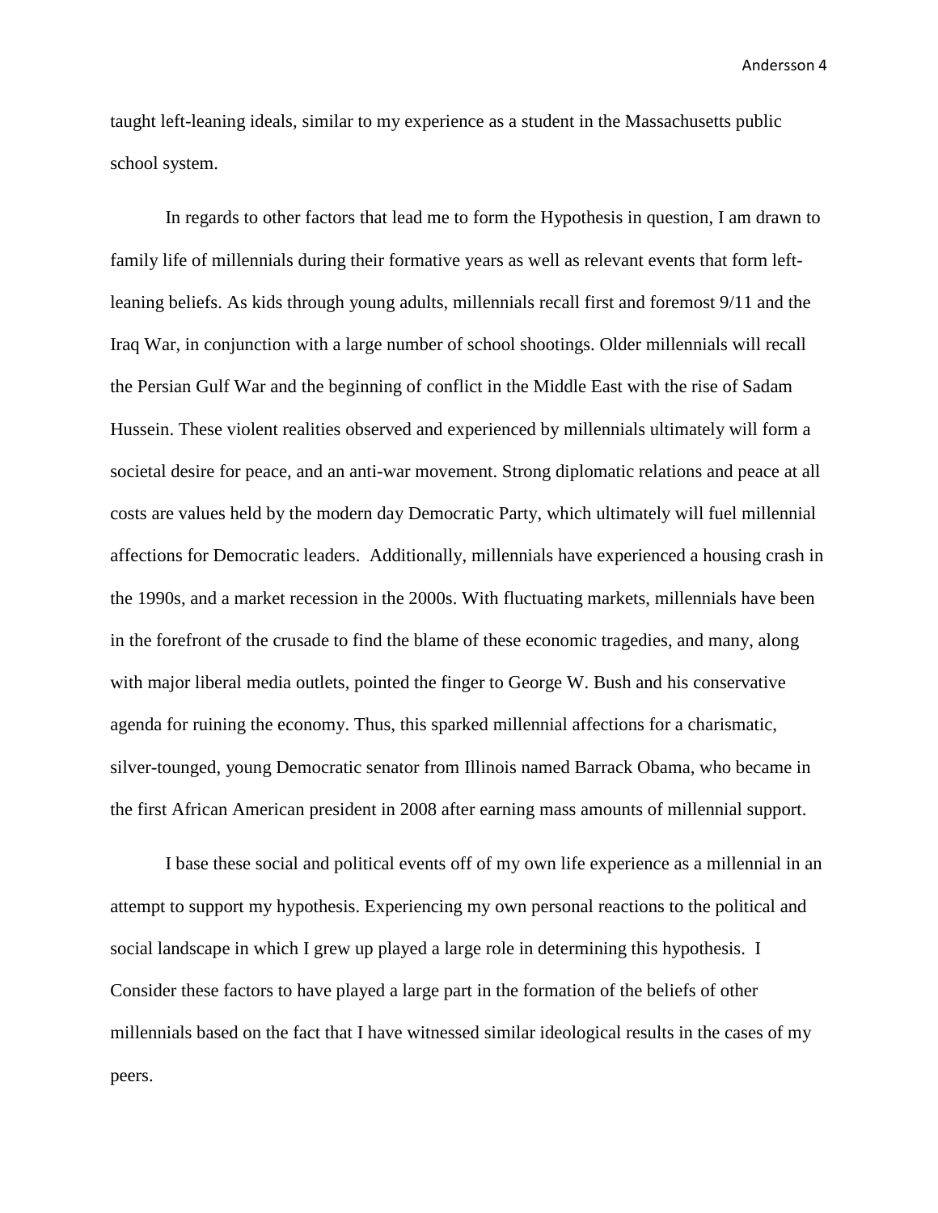taught left-leaning ideals, similar to my experience as a student in the Massachusetts public school system.

In regards to other factors that lead me to form the Hypothesis in question, I am drawn to family life of millennials during their formative years as well as relevant events that form left-leaning beliefs. As kids through young adults, millennials recall first and foremost 9/11 and the Iraq War, in conjunction with a large number of school shootings. Older millennials will recall the Persian Gulf War and the beginning of conflict in the Middle East with the rise of Sadam Hussein. These violent realities observed and experienced by millennials ultimately will form a societal desire for peace, and an anti-war movement. Strong diplomatic relations and peace at all costs are values held by the modern day Democratic Party, which ultimately will fuel millennial affections for Democratic leaders. Additionally, millennials have experienced a housing crash in the 1990s, and a market recession in the 2000s. With fluctuating markets, millennials have been in the forefront of the crusade to find the blame of these economic tragedies, and many, along with major liberal media outlets, pointed the finger to George W. Bush and his conservative agenda for ruining the economy. Thus, this sparked millennial affections for a charismatic, silver-tounged, young Democratic senator from Illinois named Barrack Obama, who became in the first African American president in 2008 after earning mass amounts of millennial support.

I base these social and political events off of my own life experience as a millennial in an attempt to support my hypothesis. Experiencing my own personal reactions to the political and social landscape in which I grew up played a large role in determining this hypothesis. I Consider these factors to have played a large part in the formation of the beliefs of other millennials based on the fact that I have witnessed similar ideological results in the cases of my peers.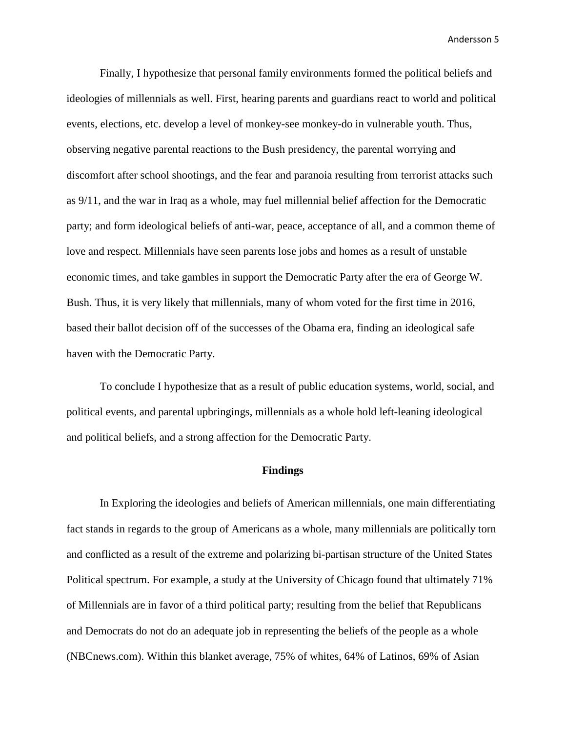Finally, I hypothesize that personal family environments formed the political beliefs and ideologies of millennials as well. First, hearing parents and guardians react to world and political events, elections, etc. develop a level of monkey-see monkey-do in vulnerable youth. Thus, observing negative parental reactions to the Bush presidency, the parental worrying and discomfort after school shootings, and the fear and paranoia resulting from terrorist attacks such as 9/11, and the war in Iraq as a whole, may fuel millennial belief affection for the Democratic party; and form ideological beliefs of anti-war, peace, acceptance of all, and a common theme of love and respect. Millennials have seen parents lose jobs and homes as a result of unstable economic times, and take gambles in support the Democratic Party after the era of George W. Bush. Thus, it is very likely that millennials, many of whom voted for the first time in 2016, based their ballot decision off of the successes of the Obama era, finding an ideological safe haven with the Democratic Party.

To conclude I hypothesize that as a result of public education systems, world, social, and political events, and parental upbringings, millennials as a whole hold left-leaning ideological and political beliefs, and a strong affection for the Democratic Party.

## Findings

In Exploring the ideologies and beliefs of American millennials, one main differentiating fact stands in regards to the group of Americans as a whole, many millennials are politically torn and conflicted as a result of the extreme and polarizing bi-partisan structure of the United States Political spectrum. For example, a study at the University of Chicago found that ultimately 71% of Millennials are in favor of a third political party; resulting from the belief that Republicans and Democrats do not do an adequate job in representing the beliefs of the people as a whole (NBCnews.com). Within this blanket average, 75% of whites, 64% of Latinos, 69% of Asian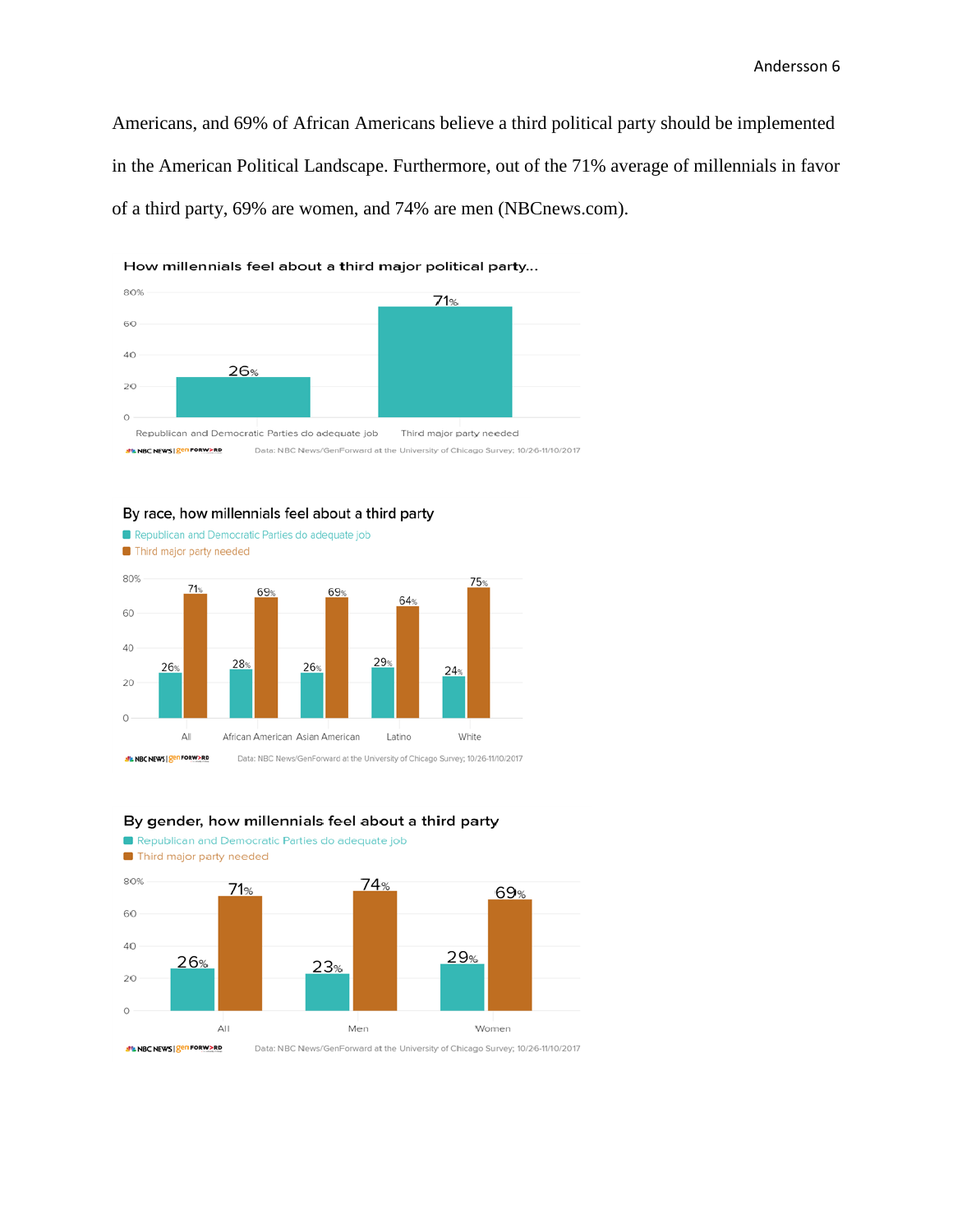Americans, and 69% of African Americans believe a third political party should be implemented in the American Political Landscape. Furthermore, out of the 71% average of millennials in favor of a third party, 69% are women, and 74% are men (NBCnews.com).

How millennials feel about a third major political party...

80%
60
40
20
0

26%
71%

Republican and Democratic Parties do adequate job
Third major party needed

NBC NEWS | gen FORWARD
Data: NBC News/GenForward at the University of Chicago Survey; 10/26-11/10/2017

By race, how millennials feel about a third party

Republican and Democratic Parties do adequate job
Third major party needed

80%
60
40
20
0

26% 71%
28% 69%
26% 69%
29% 64%
24% 75%

All
African American
Asian American
Latino
White

NBC NEWS | gen FORWARD
Data: NBC News/GenForward at the University of Chicago Survey; 10/26-11/10/2017

By gender, how millennials feel about a third party

Republican and Democratic Parties do adequate job
Third major party needed

80%
60
40
20
0

26% 71%
23% 74%
29% 69%

All
Men
Women

NBC NEWS | gen FORWARD
Data: NBC News/GenForward at the University of Chicago Survey; 10/26-11/10/2017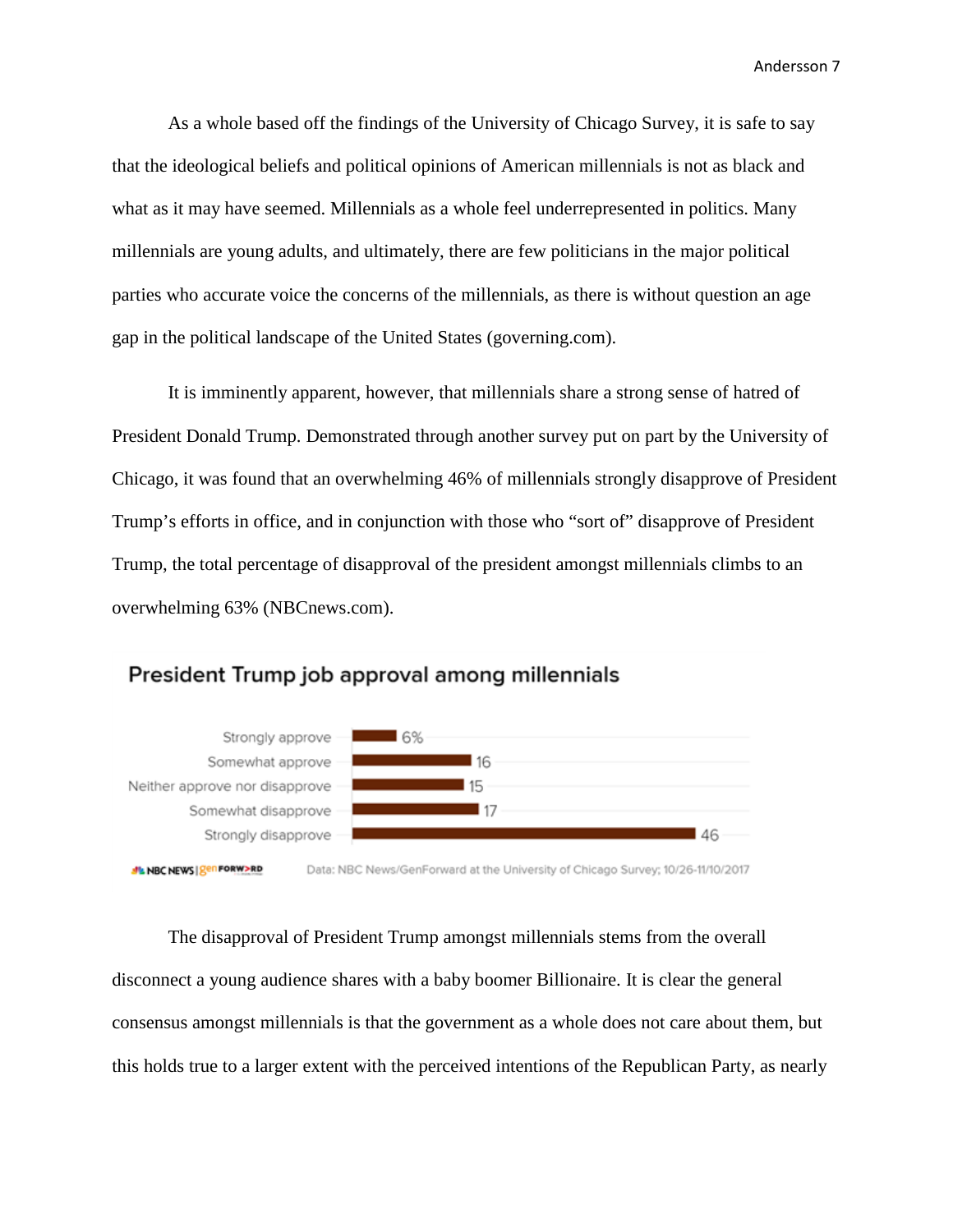As a whole based off the findings of the University of Chicago Survey, it is safe to say that the ideological beliefs and political opinions of American millennials is not as black and what as it may have seemed. Millennials as a whole feel underrepresented in politics. Many millennials are young adults, and ultimately, there are few politicians in the major political parties who accurate voice the concerns of the millennials, as there is without question an age gap in the political landscape of the United States (governing.com).

It is imminently apparent, however, that millennials share a strong sense of hatred of President Donald Trump. Demonstrated through another survey put on part by the University of Chicago, it was found that an overwhelming 46% of millennials strongly disapprove of President Trump's efforts in office, and in conjunction with those who "sort of" disapprove of President Trump, the total percentage of disapproval of the president amongst millennials climbs to an overwhelming 63% (NBCnews.com).

President Trump job approval among millennials

Strongly approve 6%
Somewhat approve 16
Neither approve nor disapprove 15
Somewhat disapprove 17
Strongly disapprove 46

NBC NEWS | gen FORWARD

Data: NBC News/GenForward at the University of Chicago Survey; 10/26-11/10/2017

The disapproval of President Trump amongst millennials stems from the overall disconnect a young audience shares with a baby boomer Billionaire. It is clear the general consensus amongst millennials is that the government as a whole does not care about them, but this holds true to a larger extent with the perceived intentions of the Republican Party, as nearly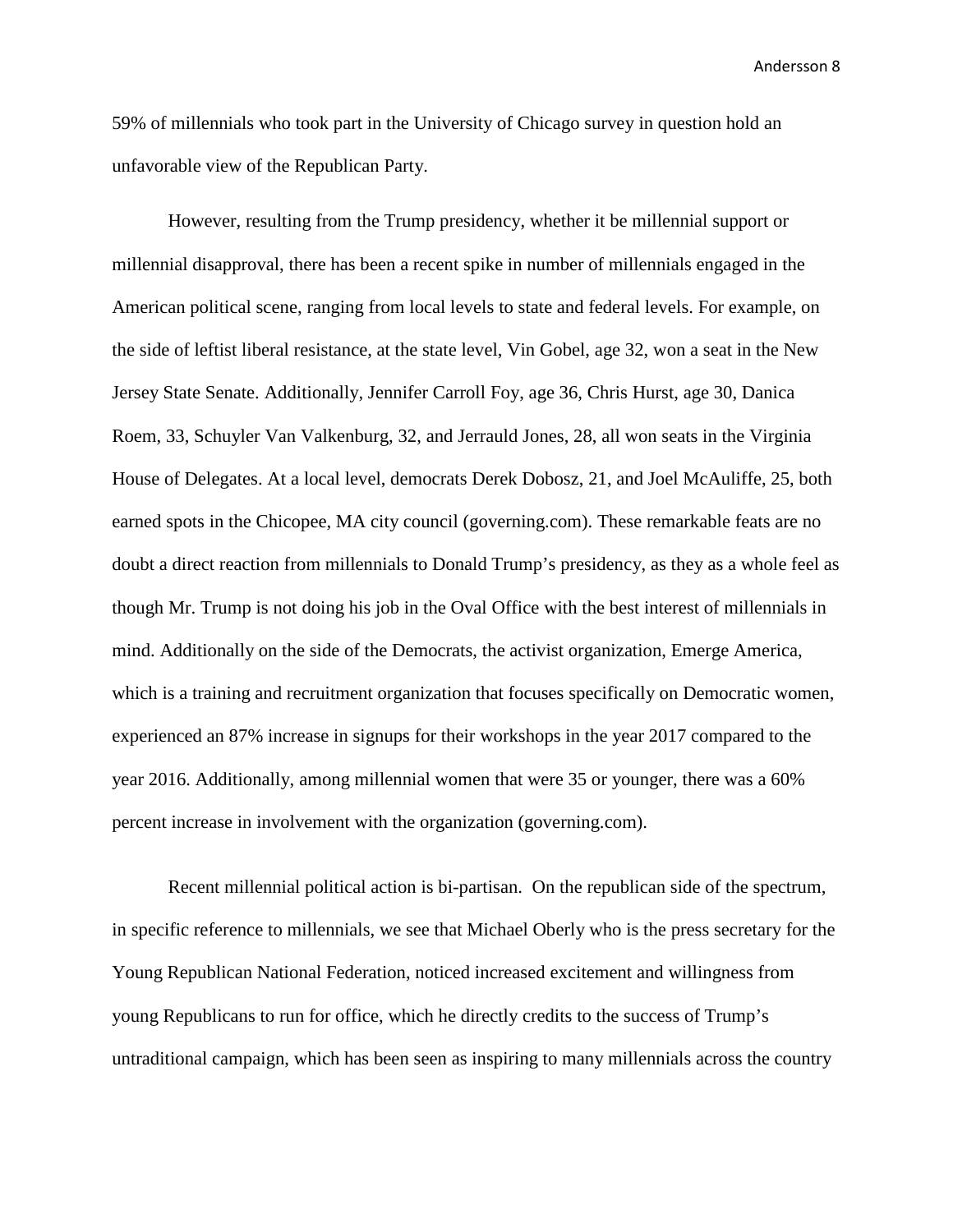59% of millennials who took part in the University of Chicago survey in question hold an unfavorable view of the Republican Party.

However, resulting from the Trump presidency, whether it be millennial support or millennial disapproval, there has been a recent spike in number of millennials engaged in the American political scene, ranging from local levels to state and federal levels. For example, on the side of leftist liberal resistance, at the state level, Vin Gobel, age 32, won a seat in the New Jersey State Senate. Additionally, Jennifer Carroll Foy, age 36, Chris Hurst, age 30, Danica Roem, 33, Schuyler Van Valkenburg, 32, and Jerrauld Jones, 28, all won seats in the Virginia House of Delegates. At a local level, democrats Derek Dobosz, 21, and Joel McAuliffe, 25, both earned spots in the Chicopee, MA city council (governing.com). These remarkable feats are no doubt a direct reaction from millennials to Donald Trump's presidency, as they as a whole feel as though Mr. Trump is not doing his job in the Oval Office with the best interest of millennials in mind. Additionally on the side of the Democrats, the activist organization, Emerge America, which is a training and recruitment organization that focuses specifically on Democratic women, experienced an 87% increase in signups for their workshops in the year 2017 compared to the year 2016. Additionally, among millennial women that were 35 or younger, there was a 60% percent increase in involvement with the organization (governing.com).

Recent millennial political action is bi-partisan. On the republican side of the spectrum, in specific reference to millennials, we see that Michael Oberly who is the press secretary for the Young Republican National Federation, noticed increased excitement and willingness from young Republicans to run for office, which he directly credits to the success of Trump's untraditional campaign, which has been seen as inspiring to many millennials across the country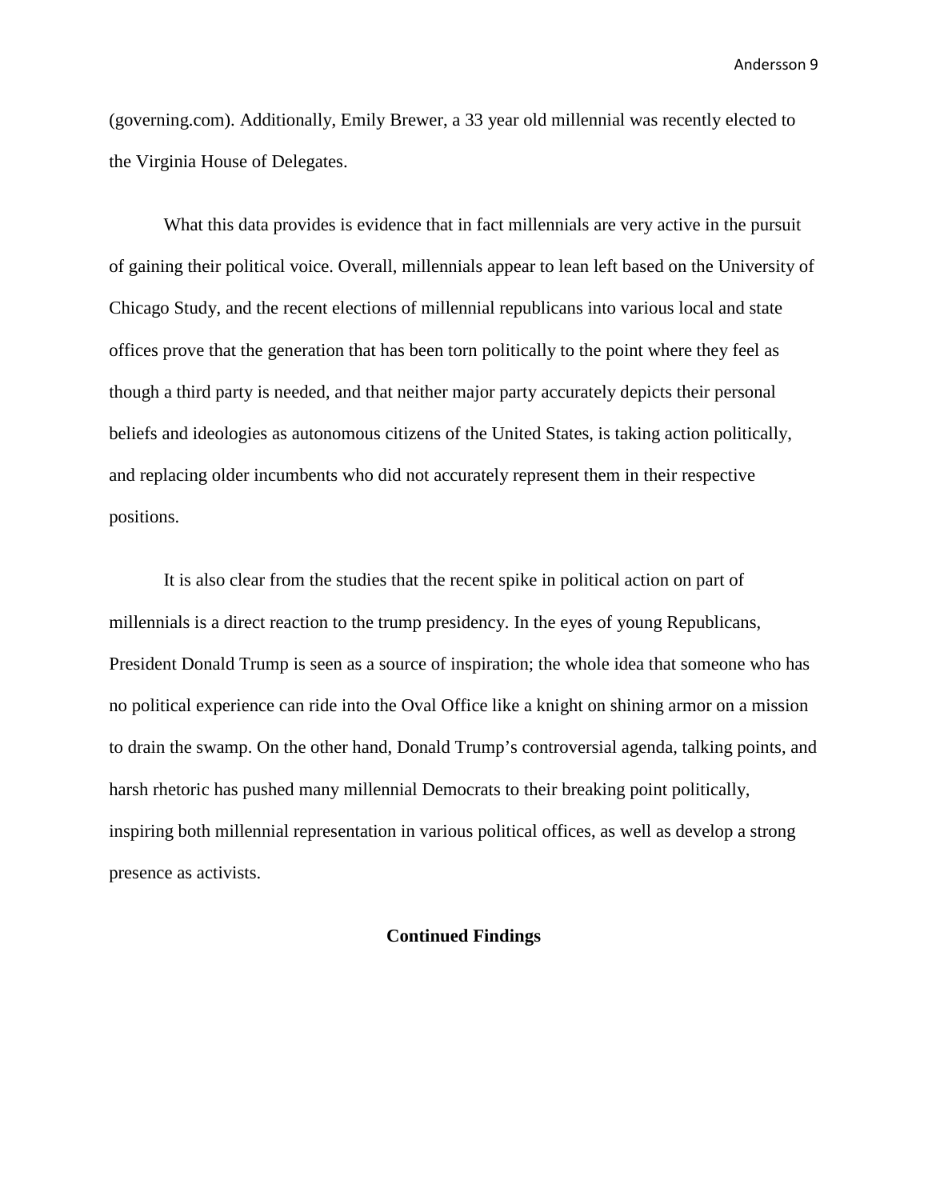(governing.com). Additionally, Emily Brewer, a 33 year old millennial was recently elected to the Virginia House of Delegates.

What this data provides is evidence that in fact millennials are very active in the pursuit of gaining their political voice. Overall, millennials appear to lean left based on the University of Chicago Study, and the recent elections of millennial republicans into various local and state offices prove that the generation that has been torn politically to the point where they feel as though a third party is needed, and that neither major party accurately depicts their personal beliefs and ideologies as autonomous citizens of the United States, is taking action politically, and replacing older incumbents who did not accurately represent them in their respective positions.

It is also clear from the studies that the recent spike in political action on part of millennials is a direct reaction to the trump presidency. In the eyes of young Republicans, President Donald Trump is seen as a source of inspiration; the whole idea that someone who has no political experience can ride into the Oval Office like a knight on shining armor on a mission to drain the swamp. On the other hand, Donald Trump's controversial agenda, talking points, and harsh rhetoric has pushed many millennial Democrats to their breaking point politically, inspiring both millennial representation in various political offices, as well as develop a strong presence as activists.

## Continued Findings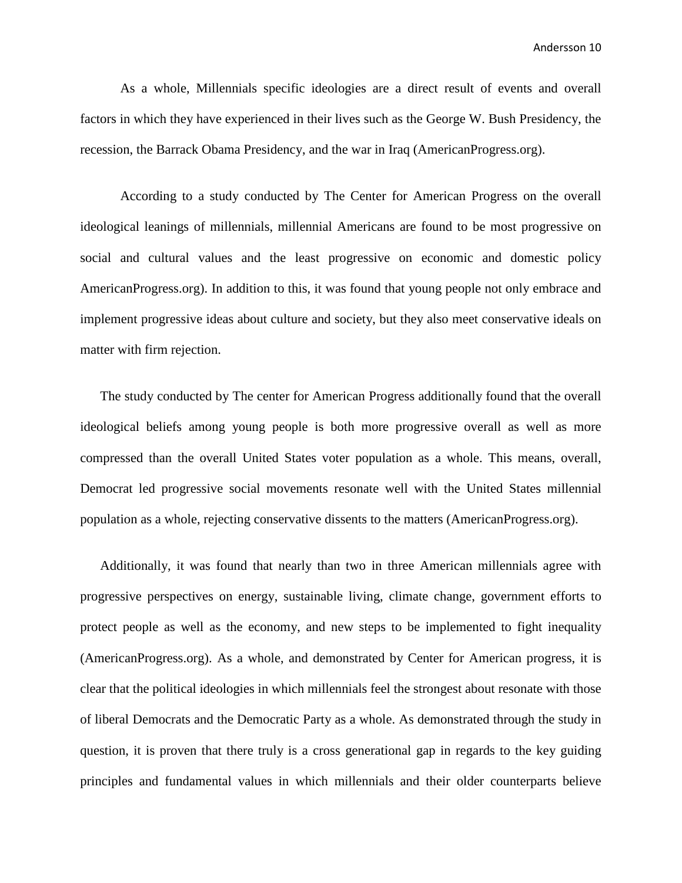As a whole, Millennials specific ideologies are a direct result of events and overall factors in which they have experienced in their lives such as the George W. Bush Presidency, the recession, the Barrack Obama Presidency, and the war in Iraq (AmericanProgress.org).

According to a study conducted by The Center for American Progress on the overall ideological leanings of millennials, millennial Americans are found to be most progressive on social and cultural values and the least progressive on economic and domestic policy AmericanProgress.org). In addition to this, it was found that young people not only embrace and implement progressive ideas about culture and society, but they also meet conservative ideals on matter with firm rejection.

The study conducted by The center for American Progress additionally found that the overall ideological beliefs among young people is both more progressive overall as well as more compressed than the overall United States voter population as a whole. This means, overall, Democrat led progressive social movements resonate well with the United States millennial population as a whole, rejecting conservative dissents to the matters (AmericanProgress.org).

Additionally, it was found that nearly than two in three American millennials agree with progressive perspectives on energy, sustainable living, climate change, government efforts to protect people as well as the economy, and new steps to be implemented to fight inequality (AmericanProgress.org). As a whole, and demonstrated by Center for American progress, it is clear that the political ideologies in which millennials feel the strongest about resonate with those of liberal Democrats and the Democratic Party as a whole. As demonstrated through the study in question, it is proven that there truly is a cross generational gap in regards to the key guiding principles and fundamental values in which millennials and their older counterparts believe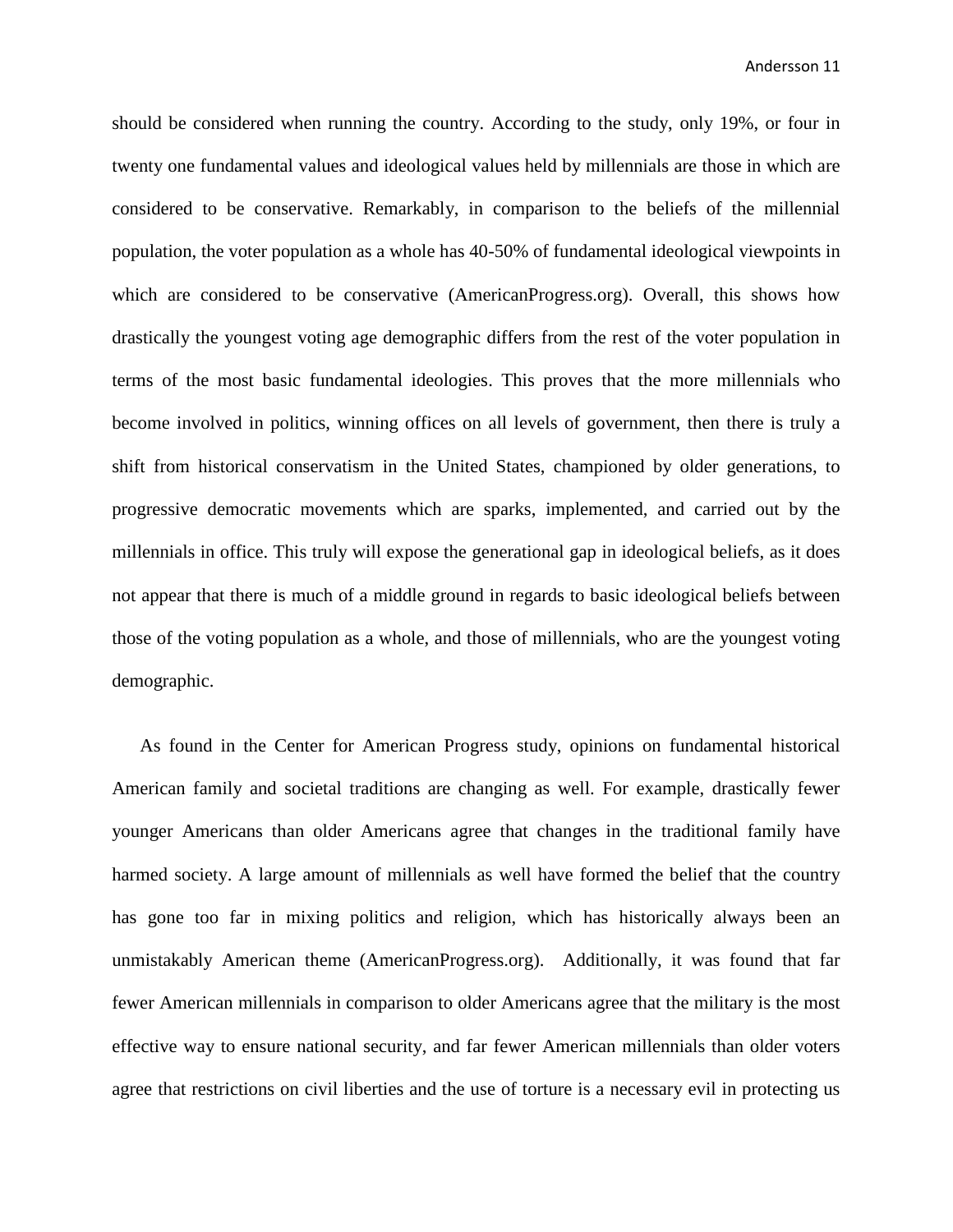should be considered when running the country. According to the study, only 19%, or four in twenty one fundamental values and ideological values held by millennials are those in which are considered to be conservative. Remarkably, in comparison to the beliefs of the millennial population, the voter population as a whole has 40-50% of fundamental ideological viewpoints in which are considered to be conservative (AmericanProgress.org). Overall, this shows how drastically the youngest voting age demographic differs from the rest of the voter population in terms of the most basic fundamental ideologies. This proves that the more millennials who become involved in politics, winning offices on all levels of government, then there is truly a shift from historical conservatism in the United States, championed by older generations, to progressive democratic movements which are sparks, implemented, and carried out by the millennials in office. This truly will expose the generational gap in ideological beliefs, as it does not appear that there is much of a middle ground in regards to basic ideological beliefs between those of the voting population as a whole, and those of millennials, who are the youngest voting demographic.

As found in the Center for American Progress study, opinions on fundamental historical American family and societal traditions are changing as well. For example, drastically fewer younger Americans than older Americans agree that changes in the traditional family have harmed society. A large amount of millennials as well have formed the belief that the country has gone too far in mixing politics and religion, which has historically always been an unmistakably American theme (AmericanProgress.org). Additionally, it was found that far fewer American millennials in comparison to older Americans agree that the military is the most effective way to ensure national security, and far fewer American millennials than older voters agree that restrictions on civil liberties and the use of torture is a necessary evil in protecting us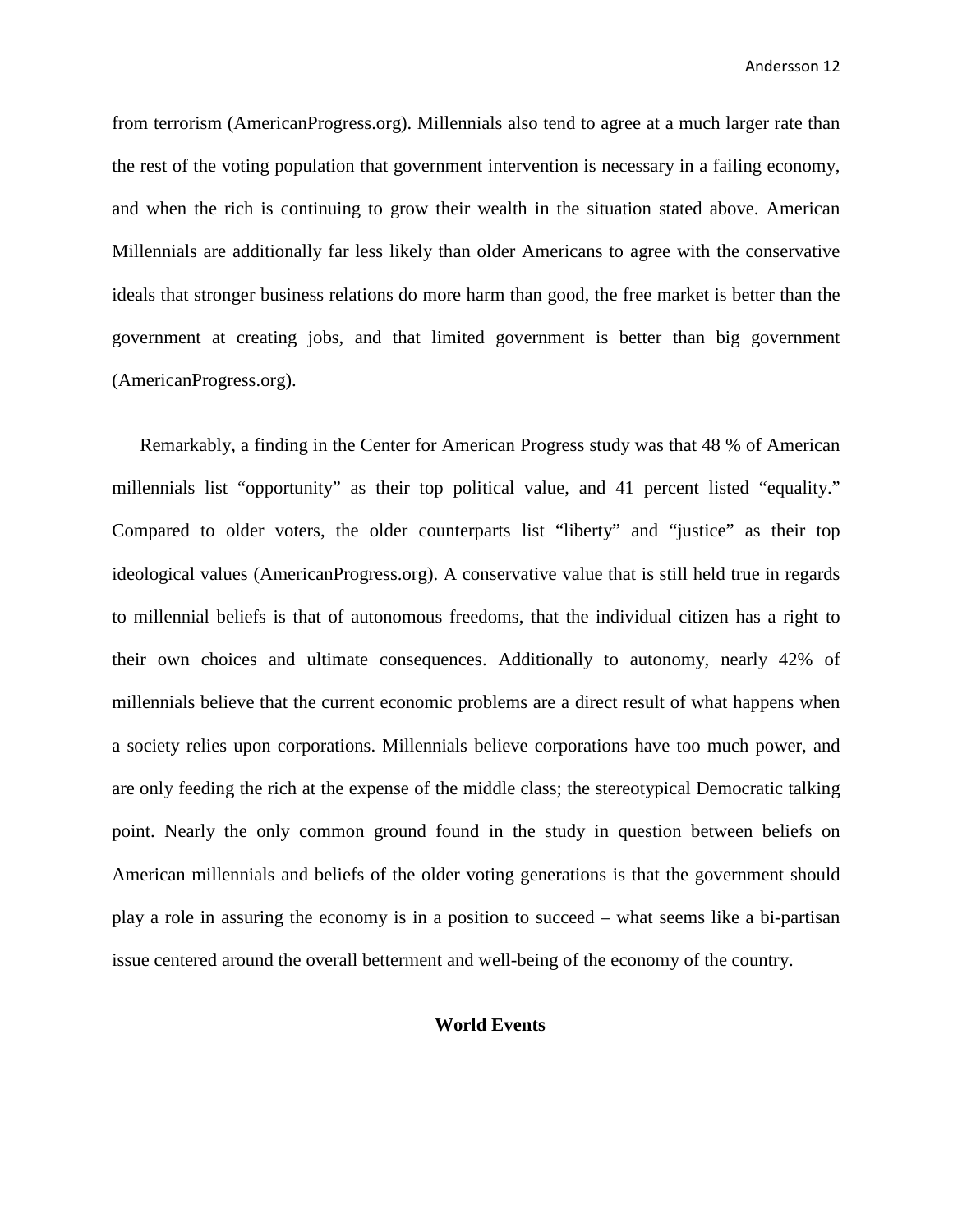from terrorism (AmericanProgress.org). Millennials also tend to agree at a much larger rate than the rest of the voting population that government intervention is necessary in a failing economy, and when the rich is continuing to grow their wealth in the situation stated above. American Millennials are additionally far less likely than older Americans to agree with the conservative ideals that stronger business relations do more harm than good, the free market is better than the government at creating jobs, and that limited government is better than big government (AmericanProgress.org).

Remarkably, a finding in the Center for American Progress study was that 48 % of American millennials list "opportunity" as their top political value, and 41 percent listed "equality." Compared to older voters, the older counterparts list "liberty" and "justice" as their top ideological values (AmericanProgress.org). A conservative value that is still held true in regards to millennial beliefs is that of autonomous freedoms, that the individual citizen has a right to their own choices and ultimate consequences. Additionally to autonomy, nearly 42% of millennials believe that the current economic problems are a direct result of what happens when a society relies upon corporations. Millennials believe corporations have too much power, and are only feeding the rich at the expense of the middle class; the stereotypical Democratic talking point. Nearly the only common ground found in the study in question between beliefs on American millennials and beliefs of the older voting generations is that the government should play a role in assuring the economy is in a position to succeed – what seems like a bi-partisan issue centered around the overall betterment and well-being of the economy of the country.

## World Events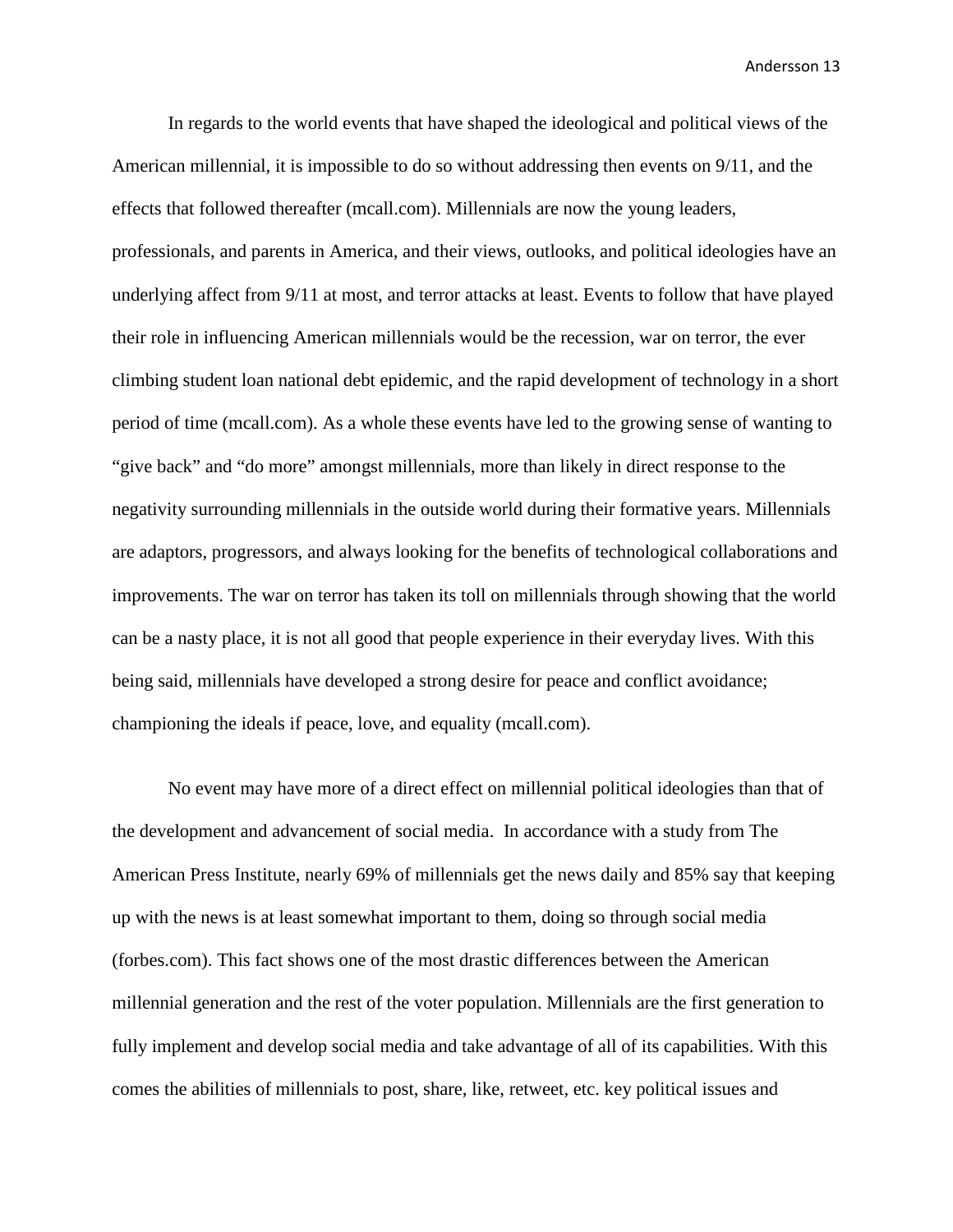In regards to the world events that have shaped the ideological and political views of the American millennial, it is impossible to do so without addressing then events on 9/11, and the effects that followed thereafter (mcall.com). Millennials are now the young leaders, professionals, and parents in America, and their views, outlooks, and political ideologies have an underlying affect from 9/11 at most, and terror attacks at least. Events to follow that have played their role in influencing American millennials would be the recession, war on terror, the ever climbing student loan national debt epidemic, and the rapid development of technology in a short period of time (mcall.com). As a whole these events have led to the growing sense of wanting to "give back" and "do more" amongst millennials, more than likely in direct response to the negativity surrounding millennials in the outside world during their formative years. Millennials are adaptors, progressors, and always looking for the benefits of technological collaborations and improvements. The war on terror has taken its toll on millennials through showing that the world can be a nasty place, it is not all good that people experience in their everyday lives. With this being said, millennials have developed a strong desire for peace and conflict avoidance; championing the ideals if peace, love, and equality (mcall.com).

No event may have more of a direct effect on millennial political ideologies than that of the development and advancement of social media. In accordance with a study from The American Press Institute, nearly 69% of millennials get the news daily and 85% say that keeping up with the news is at least somewhat important to them, doing so through social media (forbes.com). This fact shows one of the most drastic differences between the American millennial generation and the rest of the voter population. Millennials are the first generation to fully implement and develop social media and take advantage of all of its capabilities. With this comes the abilities of millennials to post, share, like, retweet, etc. key political issues and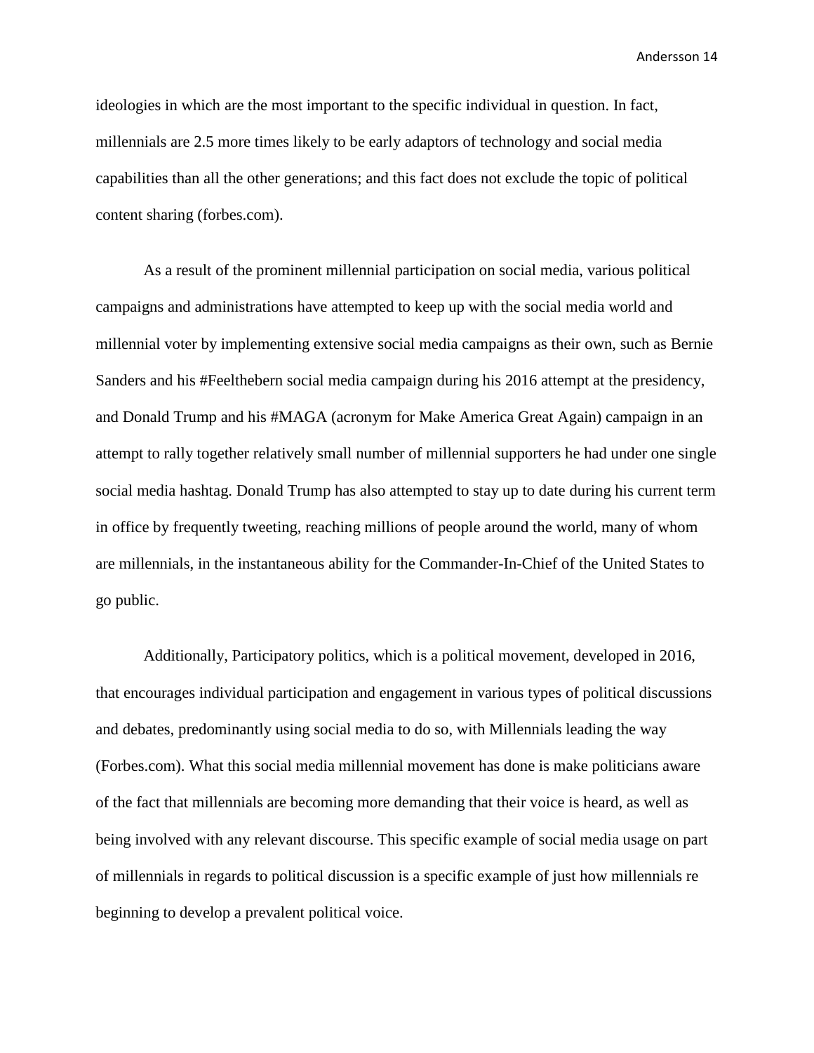ideologies in which are the most important to the specific individual in question. In fact, millennials are 2.5 more times likely to be early adaptors of technology and social media capabilities than all the other generations; and this fact does not exclude the topic of political content sharing (forbes.com).

As a result of the prominent millennial participation on social media, various political campaigns and administrations have attempted to keep up with the social media world and millennial voter by implementing extensive social media campaigns as their own, such as Bernie Sanders and his #Feelthebern social media campaign during his 2016 attempt at the presidency, and Donald Trump and his #MAGA (acronym for Make America Great Again) campaign in an attempt to rally together relatively small number of millennial supporters he had under one single social media hashtag. Donald Trump has also attempted to stay up to date during his current term in office by frequently tweeting, reaching millions of people around the world, many of whom are millennials, in the instantaneous ability for the Commander-In-Chief of the United States to go public.

Additionally, Participatory politics, which is a political movement, developed in 2016, that encourages individual participation and engagement in various types of political discussions and debates, predominantly using social media to do so, with Millennials leading the way (Forbes.com). What this social media millennial movement has done is make politicians aware of the fact that millennials are becoming more demanding that their voice is heard, as well as being involved with any relevant discourse. This specific example of social media usage on part of millennials in regards to political discussion is a specific example of just how millennials re beginning to develop a prevalent political voice.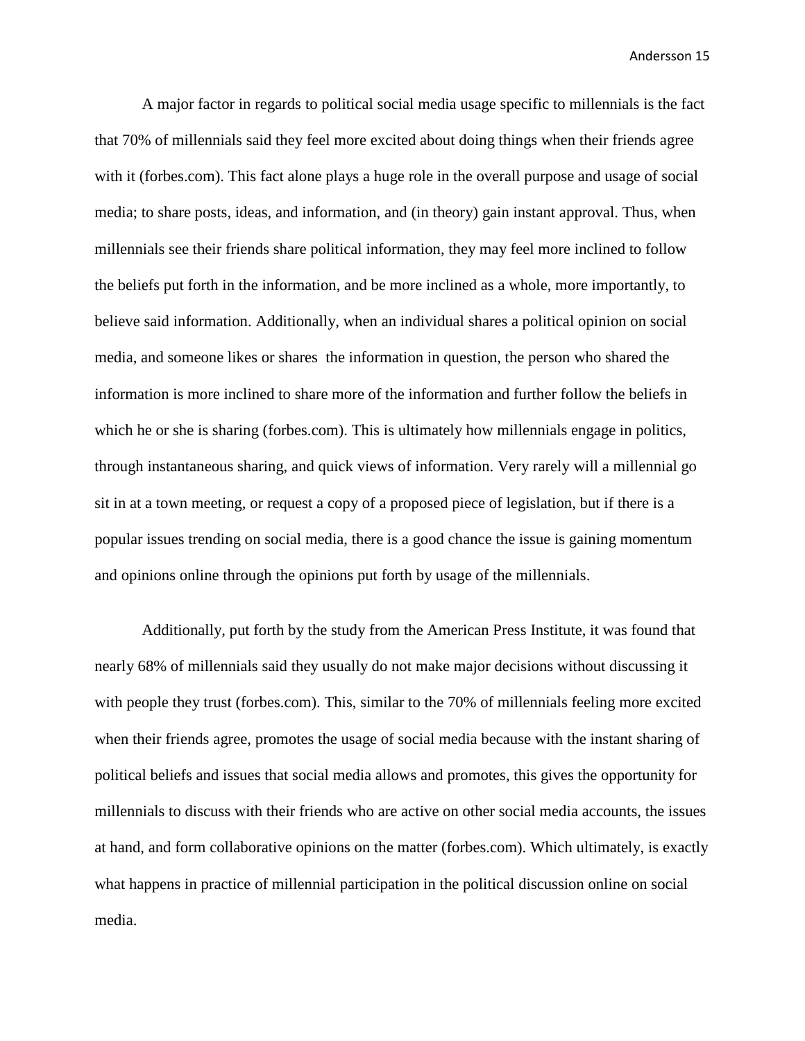A major factor in regards to political social media usage specific to millennials is the fact that 70% of millennials said they feel more excited about doing things when their friends agree with it (forbes.com). This fact alone plays a huge role in the overall purpose and usage of social media; to share posts, ideas, and information, and (in theory) gain instant approval. Thus, when millennials see their friends share political information, they may feel more inclined to follow the beliefs put forth in the information, and be more inclined as a whole, more importantly, to believe said information. Additionally, when an individual shares a political opinion on social media, and someone likes or shares the information in question, the person who shared the information is more inclined to share more of the information and further follow the beliefs in which he or she is sharing (forbes.com). This is ultimately how millennials engage in politics, through instantaneous sharing, and quick views of information. Very rarely will a millennial go sit in at a town meeting, or request a copy of a proposed piece of legislation, but if there is a popular issues trending on social media, there is a good chance the issue is gaining momentum and opinions online through the opinions put forth by usage of the millennials.

Additionally, put forth by the study from the American Press Institute, it was found that nearly 68% of millennials said they usually do not make major decisions without discussing it with people they trust (forbes.com). This, similar to the 70% of millennials feeling more excited when their friends agree, promotes the usage of social media because with the instant sharing of political beliefs and issues that social media allows and promotes, this gives the opportunity for millennials to discuss with their friends who are active on other social media accounts, the issues at hand, and form collaborative opinions on the matter (forbes.com). Which ultimately, is exactly what happens in practice of millennial participation in the political discussion online on social media.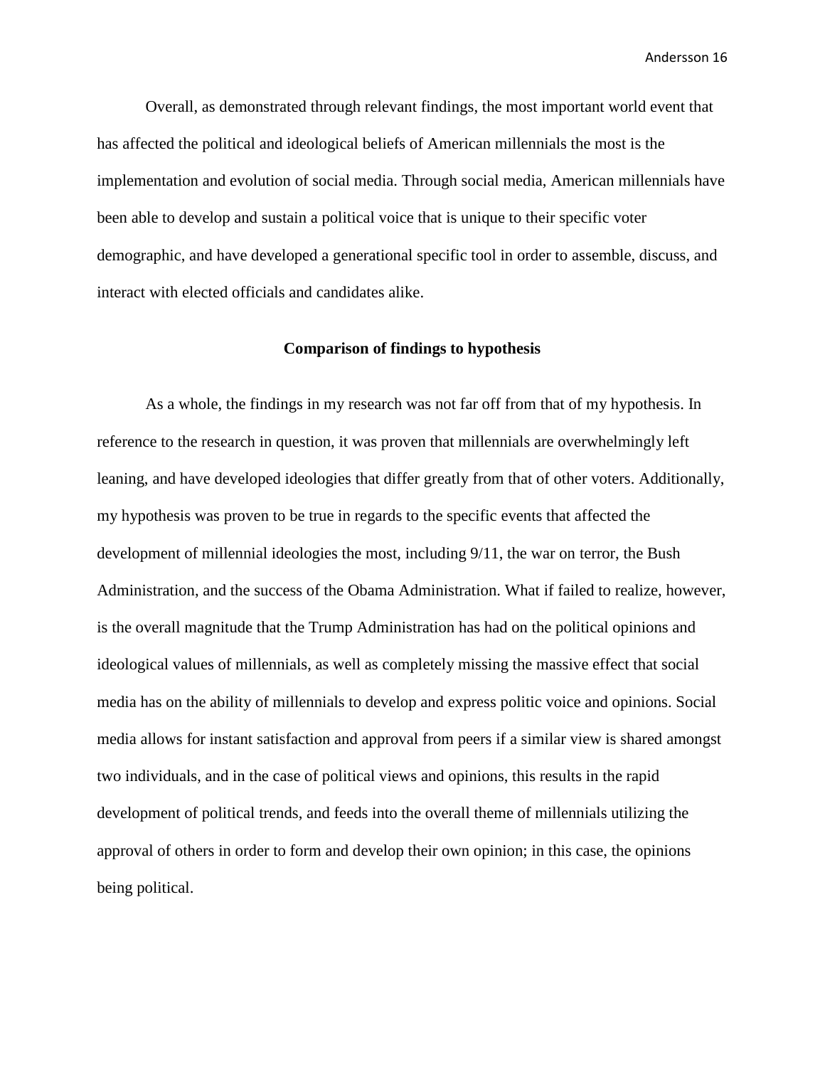Overall, as demonstrated through relevant findings, the most important world event that has affected the political and ideological beliefs of American millennials the most is the implementation and evolution of social media. Through social media, American millennials have been able to develop and sustain a political voice that is unique to their specific voter demographic, and have developed a generational specific tool in order to assemble, discuss, and interact with elected officials and candidates alike.

## Comparison of findings to hypothesis

As a whole, the findings in my research was not far off from that of my hypothesis. In reference to the research in question, it was proven that millennials are overwhelmingly left leaning, and have developed ideologies that differ greatly from that of other voters. Additionally, my hypothesis was proven to be true in regards to the specific events that affected the development of millennial ideologies the most, including 9/11, the war on terror, the Bush Administration, and the success of the Obama Administration. What if failed to realize, however, is the overall magnitude that the Trump Administration has had on the political opinions and ideological values of millennials, as well as completely missing the massive effect that social media has on the ability of millennials to develop and express politic voice and opinions. Social media allows for instant satisfaction and approval from peers if a similar view is shared amongst two individuals, and in the case of political views and opinions, this results in the rapid development of political trends, and feeds into the overall theme of millennials utilizing the approval of others in order to form and develop their own opinion; in this case, the opinions being political.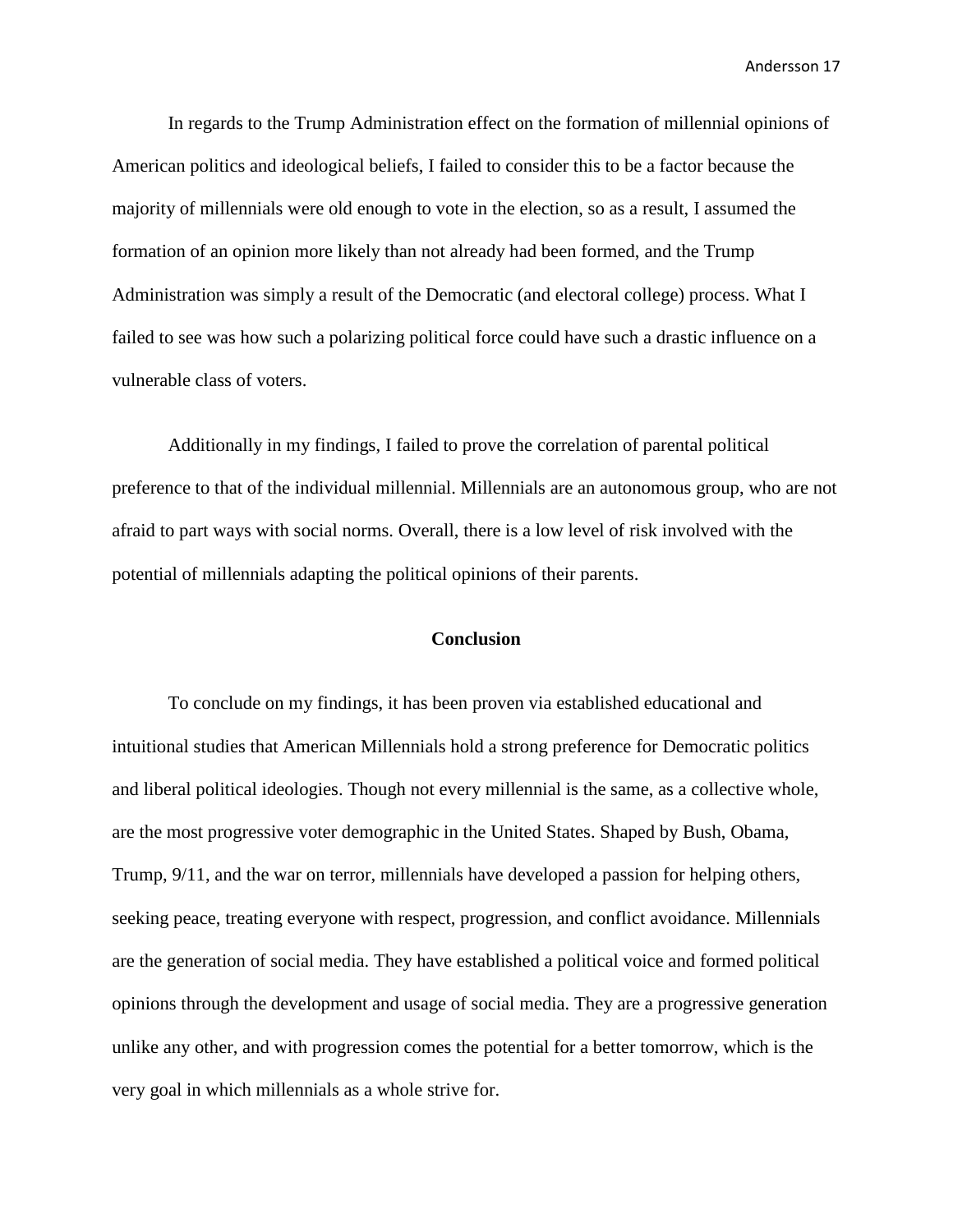In regards to the Trump Administration effect on the formation of millennial opinions of American politics and ideological beliefs, I failed to consider this to be a factor because the majority of millennials were old enough to vote in the election, so as a result, I assumed the formation of an opinion more likely than not already had been formed, and the Trump Administration was simply a result of the Democratic (and electoral college) process. What I failed to see was how such a polarizing political force could have such a drastic influence on a vulnerable class of voters.

Additionally in my findings, I failed to prove the correlation of parental political preference to that of the individual millennial. Millennials are an autonomous group, who are not afraid to part ways with social norms. Overall, there is a low level of risk involved with the potential of millennials adapting the political opinions of their parents.

## Conclusion

To conclude on my findings, it has been proven via established educational and intuitional studies that American Millennials hold a strong preference for Democratic politics and liberal political ideologies. Though not every millennial is the same, as a collective whole, are the most progressive voter demographic in the United States. Shaped by Bush, Obama, Trump, 9/11, and the war on terror, millennials have developed a passion for helping others, seeking peace, treating everyone with respect, progression, and conflict avoidance. Millennials are the generation of social media. They have established a political voice and formed political opinions through the development and usage of social media. They are a progressive generation unlike any other, and with progression comes the potential for a better tomorrow, which is the very goal in which millennials as a whole strive for.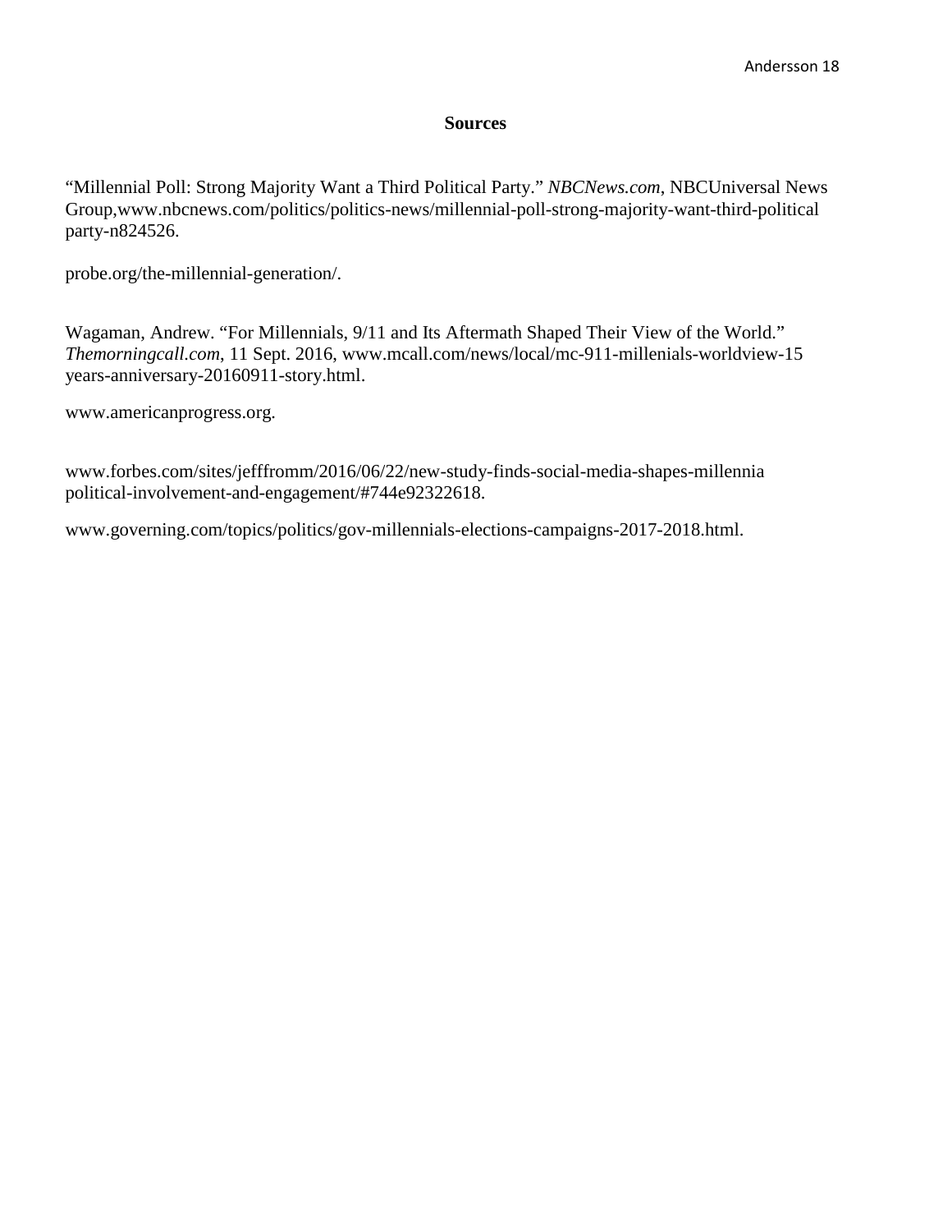## Sources

"Millennial Poll: Strong Majority Want a Third Political Party." *NBCNews.com*, NBCUniversal News Group,www.nbcnews.com/politics/politics-news/millennial-poll-strong-majority-want-third-political party-n824526.

probe.org/the-millennial-generation/.

Wagaman, Andrew. "For Millennials, 9/11 and Its Aftermath Shaped Their View of the World." *Themorningcall.com*, 11 Sept. 2016, www.mcall.com/news/local/mc-911-millenials-worldview-15 years-anniversary-20160911-story.html.

www.americanprogress.org.

www.forbes.com/sites/jefffromm/2016/06/22/new-study-finds-social-media-shapes-millennia political-involvement-and-engagement/#744e92322618.

www.governing.com/topics/politics/gov-millennials-elections-campaigns-2017-2018.html.